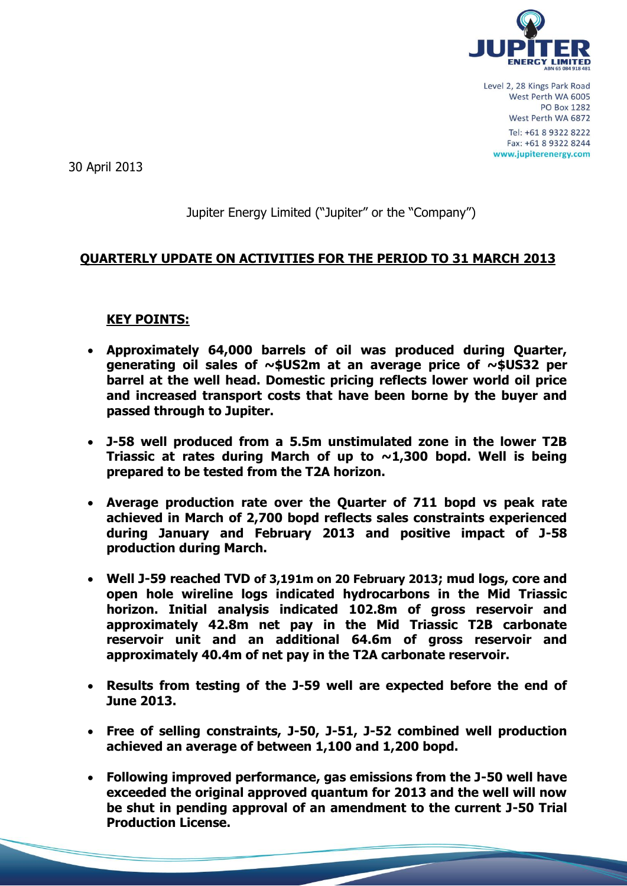JUPITER ENERGY LIMITED
ABN 65 084 918 481

Level 2, 28 Kings Park Road
West Perth WA 6005
PO Box 1282
West Perth WA 6872
Tel: +61 8 9322 8222
Fax: +61 8 9322 8244
www.jupiterenergy.com

30 April 2013

Jupiter Energy Limited ("Jupiter" or the "Company")

## QUARTERLY UPDATE ON ACTIVITIES FOR THE PERIOD TO 31 MARCH 2013

### KEY POINTS:

- **Approximately 64,000 barrels of oil was produced during Quarter, generating oil sales of ~$US2m at an average price of ~$US32 per barrel at the well head. Domestic pricing reflects lower world oil price and increased transport costs that have been borne by the buyer and passed through to Jupiter.**
- **J-58 well produced from a 5.5m unstimulated zone in the lower T2B Triassic at rates during March of up to ~1,300 bopd. Well is being prepared to be tested from the T2A horizon.**
- **Average production rate over the Quarter of 711 bopd vs peak rate achieved in March of 2,700 bopd reflects sales constraints experienced during January and February 2013 and positive impact of J-58 production during March.**
- **Well J-59 reached TVD of 3,191m on 20 February 2013; mud logs, core and open hole wireline logs indicated hydrocarbons in the Mid Triassic horizon. Initial analysis indicated 102.8m of gross reservoir and approximately 42.8m net pay in the Mid Triassic T2B carbonate reservoir unit and an additional 64.6m of gross reservoir and approximately 40.4m of net pay in the T2A carbonate reservoir.**
- **Results from testing of the J-59 well are expected before the end of June 2013.**
- **Free of selling constraints, J-50, J-51, J-52 combined well production achieved an average of between 1,100 and 1,200 bopd.**
- **Following improved performance, gas emissions from the J-50 well have exceeded the original approved quantum for 2013 and the well will now be shut in pending approval of an amendment to the current J-50 Trial Production License.**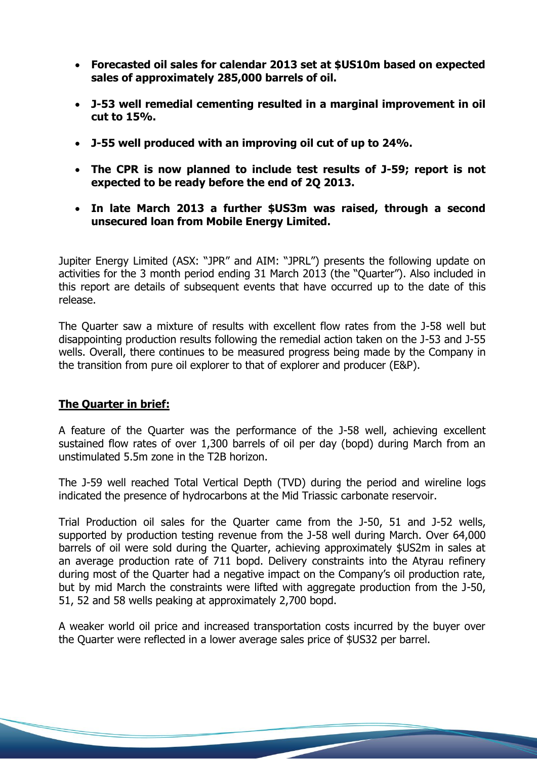- **Forecasted oil sales for calendar 2013 set at $US10m based on expected sales of approximately 285,000 barrels of oil.**
- **J-53 well remedial cementing resulted in a marginal improvement in oil cut to 15%.**
- **J-55 well produced with an improving oil cut of up to 24%.**
- **The CPR is now planned to include test results of J-59; report is not expected to be ready before the end of 2Q 2013.**
- **In late March 2013 a further $US3m was raised, through a second unsecured loan from Mobile Energy Limited.**

Jupiter Energy Limited (ASX: "JPR" and AIM: "JPRL") presents the following update on activities for the 3 month period ending 31 March 2013 (the "Quarter"). Also included in this report are details of subsequent events that have occurred up to the date of this release.

The Quarter saw a mixture of results with excellent flow rates from the J-58 well but disappointing production results following the remedial action taken on the J-53 and J-55 wells. Overall, there continues to be measured progress being made by the Company in the transition from pure oil explorer to that of explorer and producer (E&P).

## **The Quarter in brief:**

A feature of the Quarter was the performance of the J-58 well, achieving excellent sustained flow rates of over 1,300 barrels of oil per day (bopd) during March from an unstimulated 5.5m zone in the T2B horizon.

The J-59 well reached Total Vertical Depth (TVD) during the period and wireline logs indicated the presence of hydrocarbons at the Mid Triassic carbonate reservoir.

Trial Production oil sales for the Quarter came from the J-50, 51 and J-52 wells, supported by production testing revenue from the J-58 well during March. Over 64,000 barrels of oil were sold during the Quarter, achieving approximately $US2m in sales at an average production rate of 711 bopd. Delivery constraints into the Atyrau refinery during most of the Quarter had a negative impact on the Company's oil production rate, but by mid March the constraints were lifted with aggregate production from the J-50, 51, 52 and 58 wells peaking at approximately 2,700 bopd.

A weaker world oil price and increased transportation costs incurred by the buyer over the Quarter were reflected in a lower average sales price of $US32 per barrel.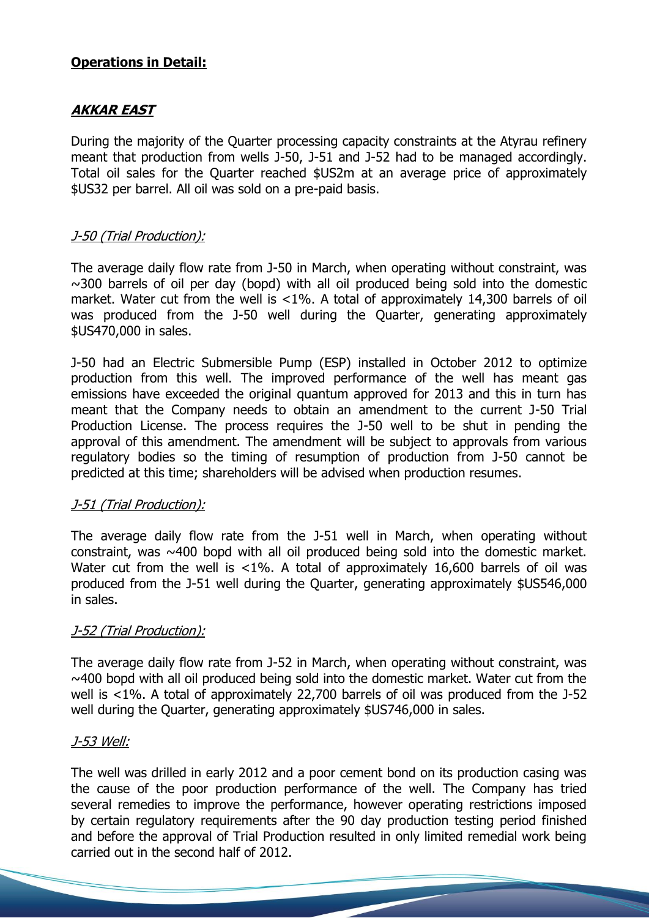## Operations in Detail:

### ***AKKAR EAST***

During the majority of the Quarter processing capacity constraints at the Atyrau refinery meant that production from wells J-50, J-51 and J-52 had to be managed accordingly. Total oil sales for the Quarter reached $US2m at an average price of approximately $US32 per barrel. All oil was sold on a pre-paid basis.

#### *J-50 (Trial Production):*

The average daily flow rate from J-50 in March, when operating without constraint, was ~300 barrels of oil per day (bopd) with all oil produced being sold into the domestic market. Water cut from the well is <1%. A total of approximately 14,300 barrels of oil was produced from the J-50 well during the Quarter, generating approximately $US470,000 in sales.

J-50 had an Electric Submersible Pump (ESP) installed in October 2012 to optimize production from this well. The improved performance of the well has meant gas emissions have exceeded the original quantum approved for 2013 and this in turn has meant that the Company needs to obtain an amendment to the current J-50 Trial Production License. The process requires the J-50 well to be shut in pending the approval of this amendment. The amendment will be subject to approvals from various regulatory bodies so the timing of resumption of production from J-50 cannot be predicted at this time; shareholders will be advised when production resumes.

#### *J-51 (Trial Production):*

The average daily flow rate from the J-51 well in March, when operating without constraint, was ~400 bopd with all oil produced being sold into the domestic market. Water cut from the well is <1%. A total of approximately 16,600 barrels of oil was produced from the J-51 well during the Quarter, generating approximately $US546,000 in sales.

#### *J-52 (Trial Production):*

The average daily flow rate from J-52 in March, when operating without constraint, was ~400 bopd with all oil produced being sold into the domestic market. Water cut from the well is <1%. A total of approximately 22,700 barrels of oil was produced from the J-52 well during the Quarter, generating approximately $US746,000 in sales.

#### *J-53 Well:*

The well was drilled in early 2012 and a poor cement bond on its production casing was the cause of the poor production performance of the well. The Company has tried several remedies to improve the performance, however operating restrictions imposed by certain regulatory requirements after the 90 day production testing period finished and before the approval of Trial Production resulted in only limited remedial work being carried out in the second half of 2012.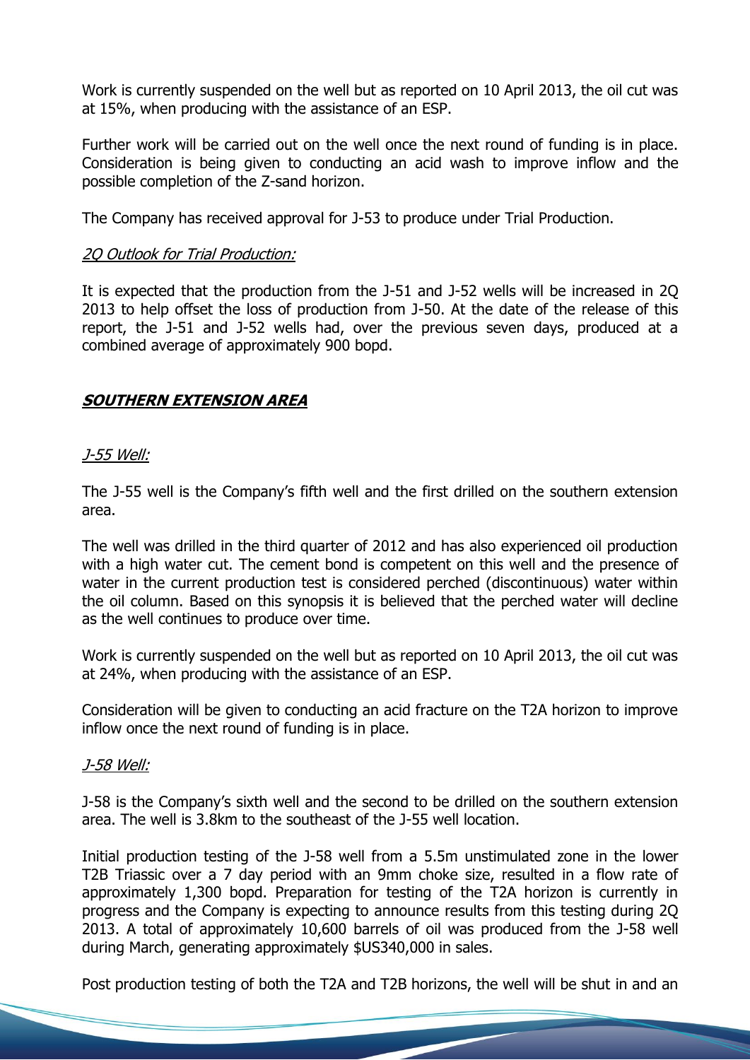Work is currently suspended on the well but as reported on 10 April 2013, the oil cut was at 15%, when producing with the assistance of an ESP.

Further work will be carried out on the well once the next round of funding is in place. Consideration is being given to conducting an acid wash to improve inflow and the possible completion of the Z-sand horizon.

The Company has received approval for J-53 to produce under Trial Production.

*2Q Outlook for Trial Production:*

It is expected that the production from the J-51 and J-52 wells will be increased in 2Q 2013 to help offset the loss of production from J-50. At the date of the release of this report, the J-51 and J-52 wells had, over the previous seven days, produced at a combined average of approximately 900 bopd.

## ***SOUTHERN EXTENSION AREA***

*J-55 Well:*

The J-55 well is the Company's fifth well and the first drilled on the southern extension area.

The well was drilled in the third quarter of 2012 and has also experienced oil production with a high water cut. The cement bond is competent on this well and the presence of water in the current production test is considered perched (discontinuous) water within the oil column. Based on this synopsis it is believed that the perched water will decline as the well continues to produce over time.

Work is currently suspended on the well but as reported on 10 April 2013, the oil cut was at 24%, when producing with the assistance of an ESP.

Consideration will be given to conducting an acid fracture on the T2A horizon to improve inflow once the next round of funding is in place.

*J-58 Well:*

J-58 is the Company's sixth well and the second to be drilled on the southern extension area. The well is 3.8km to the southeast of the J-55 well location.

Initial production testing of the J-58 well from a 5.5m unstimulated zone in the lower T2B Triassic over a 7 day period with an 9mm choke size, resulted in a flow rate of approximately 1,300 bopd. Preparation for testing of the T2A horizon is currently in progress and the Company is expecting to announce results from this testing during 2Q 2013. A total of approximately 10,600 barrels of oil was produced from the J-58 well during March, generating approximately $US340,000 in sales.

Post production testing of both the T2A and T2B horizons, the well will be shut in and an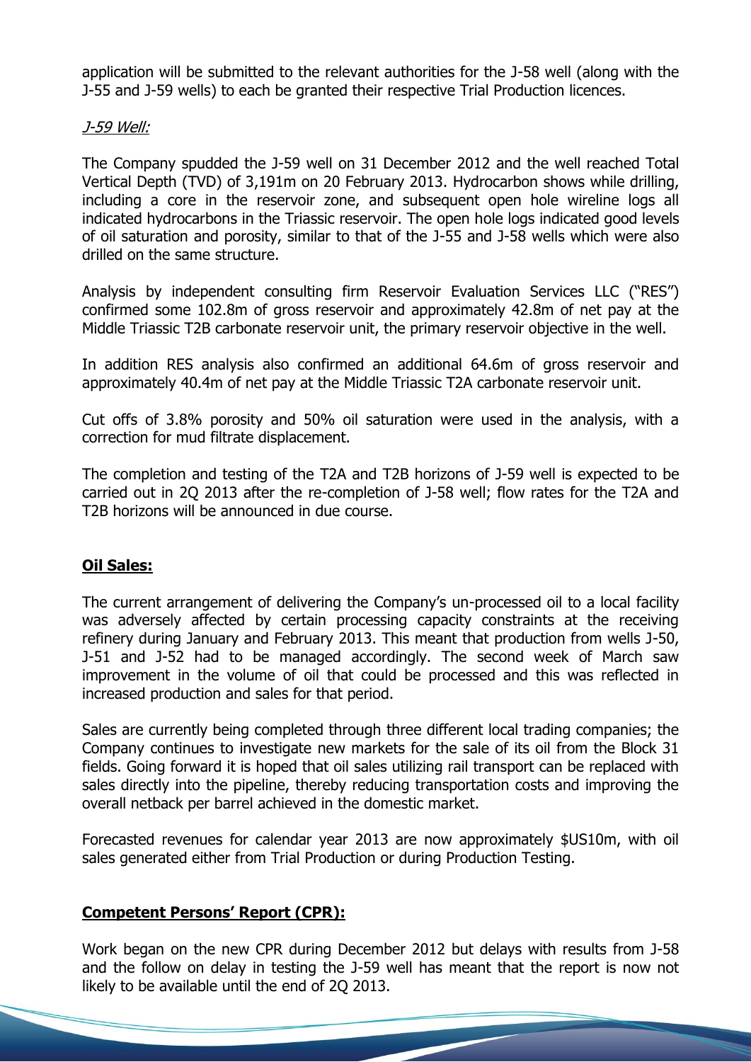application will be submitted to the relevant authorities for the J-58 well (along with the J-55 and J-59 wells) to each be granted their respective Trial Production licences.

*J-59 Well:*

The Company spudded the J-59 well on 31 December 2012 and the well reached Total Vertical Depth (TVD) of 3,191m on 20 February 2013. Hydrocarbon shows while drilling, including a core in the reservoir zone, and subsequent open hole wireline logs all indicated hydrocarbons in the Triassic reservoir. The open hole logs indicated good levels of oil saturation and porosity, similar to that of the J-55 and J-58 wells which were also drilled on the same structure.

Analysis by independent consulting firm Reservoir Evaluation Services LLC ("RES") confirmed some 102.8m of gross reservoir and approximately 42.8m of net pay at the Middle Triassic T2B carbonate reservoir unit, the primary reservoir objective in the well.

In addition RES analysis also confirmed an additional 64.6m of gross reservoir and approximately 40.4m of net pay at the Middle Triassic T2A carbonate reservoir unit.

Cut offs of 3.8% porosity and 50% oil saturation were used in the analysis, with a correction for mud filtrate displacement.

The completion and testing of the T2A and T2B horizons of J-59 well is expected to be carried out in 2Q 2013 after the re-completion of J-58 well; flow rates for the T2A and T2B horizons will be announced in due course.

## Oil Sales:

The current arrangement of delivering the Company's un-processed oil to a local facility was adversely affected by certain processing capacity constraints at the receiving refinery during January and February 2013. This meant that production from wells J-50, J-51 and J-52 had to be managed accordingly. The second week of March saw improvement in the volume of oil that could be processed and this was reflected in increased production and sales for that period.

Sales are currently being completed through three different local trading companies; the Company continues to investigate new markets for the sale of its oil from the Block 31 fields. Going forward it is hoped that oil sales utilizing rail transport can be replaced with sales directly into the pipeline, thereby reducing transportation costs and improving the overall netback per barrel achieved in the domestic market.

Forecasted revenues for calendar year 2013 are now approximately $US10m, with oil sales generated either from Trial Production or during Production Testing.

## Competent Persons' Report (CPR):

Work began on the new CPR during December 2012 but delays with results from J-58 and the follow on delay in testing the J-59 well has meant that the report is now not likely to be available until the end of 2Q 2013.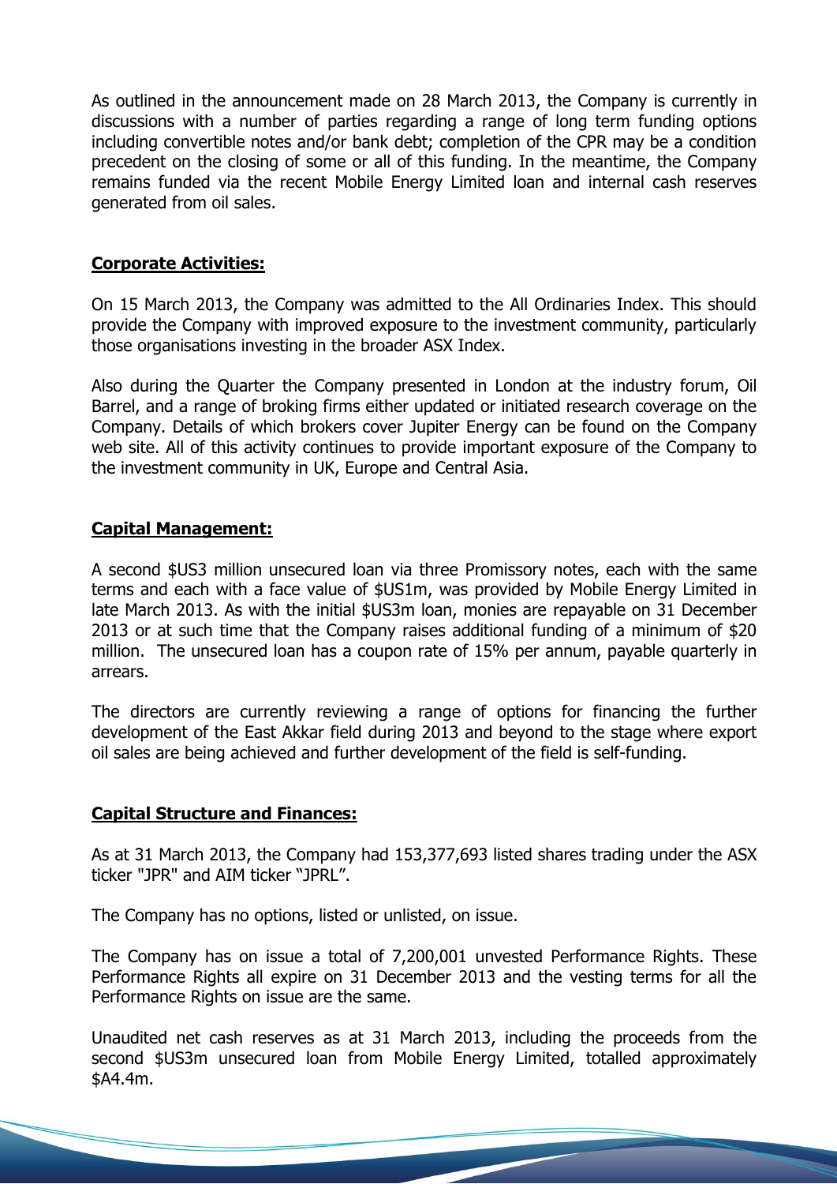As outlined in the announcement made on 28 March 2013, the Company is currently in discussions with a number of parties regarding a range of long term funding options including convertible notes and/or bank debt; completion of the CPR may be a condition precedent on the closing of some or all of this funding. In the meantime, the Company remains funded via the recent Mobile Energy Limited loan and internal cash reserves generated from oil sales.

**Corporate Activities:**

On 15 March 2013, the Company was admitted to the All Ordinaries Index. This should provide the Company with improved exposure to the investment community, particularly those organisations investing in the broader ASX Index.

Also during the Quarter the Company presented in London at the industry forum, Oil Barrel, and a range of broking firms either updated or initiated research coverage on the Company. Details of which brokers cover Jupiter Energy can be found on the Company web site. All of this activity continues to provide important exposure of the Company to the investment community in UK, Europe and Central Asia.

**Capital Management:**

A second $US3 million unsecured loan via three Promissory notes, each with the same terms and each with a face value of $US1m, was provided by Mobile Energy Limited in late March 2013. As with the initial $US3m loan, monies are repayable on 31 December 2013 or at such time that the Company raises additional funding of a minimum of $20 million. The unsecured loan has a coupon rate of 15% per annum, payable quarterly in arrears.

The directors are currently reviewing a range of options for financing the further development of the East Akkar field during 2013 and beyond to the stage where export oil sales are being achieved and further development of the field is self-funding.

**Capital Structure and Finances:**

As at 31 March 2013, the Company had 153,377,693 listed shares trading under the ASX ticker "JPR" and AIM ticker "JPRL".

The Company has no options, listed or unlisted, on issue.

The Company has on issue a total of 7,200,001 unvested Performance Rights. These Performance Rights all expire on 31 December 2013 and the vesting terms for all the Performance Rights on issue are the same.

Unaudited net cash reserves as at 31 March 2013, including the proceeds from the second $US3m unsecured loan from Mobile Energy Limited, totalled approximately $A4.4m.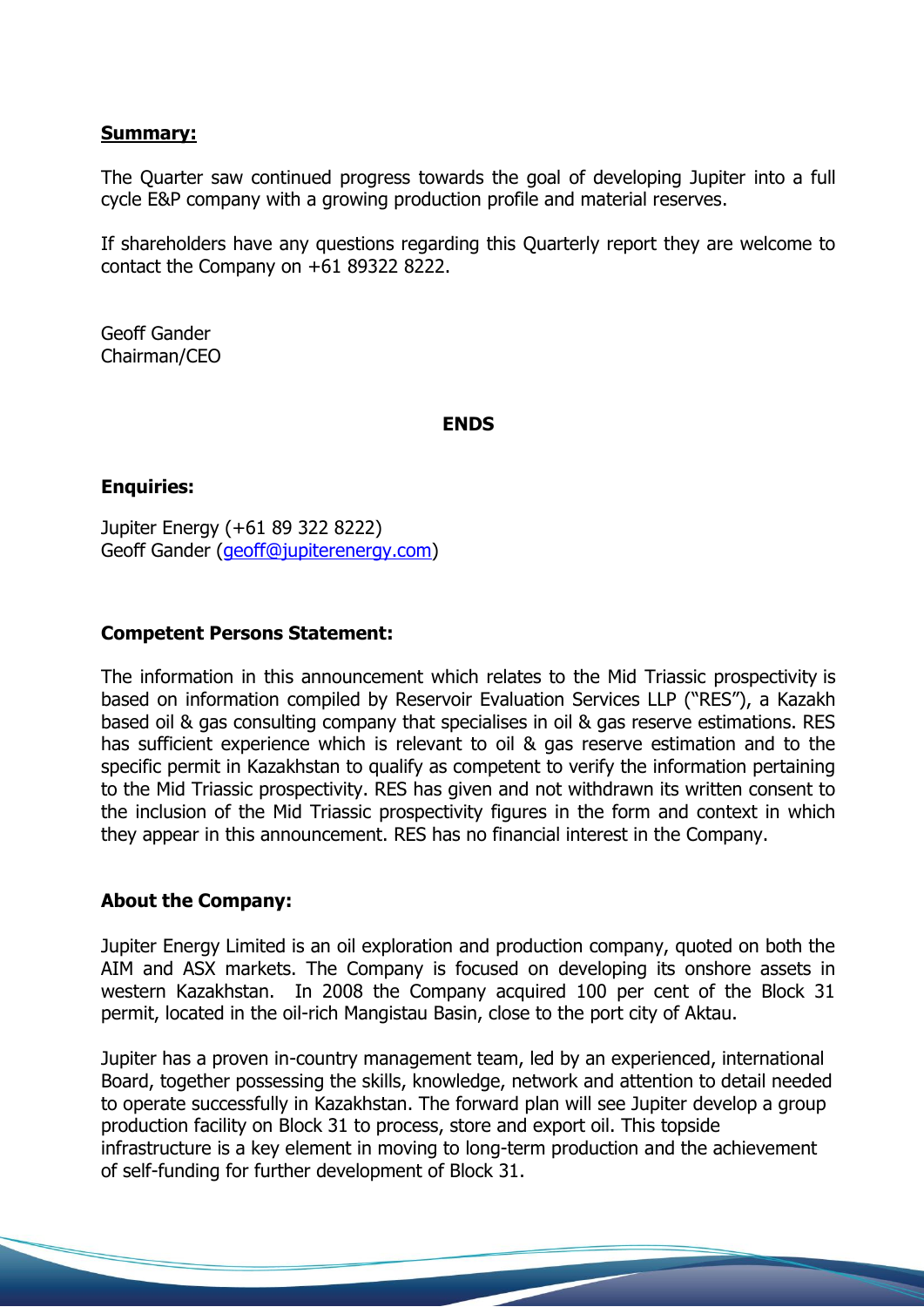**Summary:**

The Quarter saw continued progress towards the goal of developing Jupiter into a full cycle E&P company with a growing production profile and material reserves.

If shareholders have any questions regarding this Quarterly report they are welcome to contact the Company on +61 89322 8222.

Geoff Gander
Chairman/CEO

**ENDS**

**Enquiries:**

Jupiter Energy (+61 89 322 8222)
Geoff Gander (geoff@jupiterenergy.com)

**Competent Persons Statement:**

The information in this announcement which relates to the Mid Triassic prospectivity is based on information compiled by Reservoir Evaluation Services LLP ("RES"), a Kazakh based oil & gas consulting company that specialises in oil & gas reserve estimations. RES has sufficient experience which is relevant to oil & gas reserve estimation and to the specific permit in Kazakhstan to qualify as competent to verify the information pertaining to the Mid Triassic prospectivity. RES has given and not withdrawn its written consent to the inclusion of the Mid Triassic prospectivity figures in the form and context in which they appear in this announcement. RES has no financial interest in the Company.

**About the Company:**

Jupiter Energy Limited is an oil exploration and production company, quoted on both the AIM and ASX markets. The Company is focused on developing its onshore assets in western Kazakhstan. In 2008 the Company acquired 100 per cent of the Block 31 permit, located in the oil-rich Mangistau Basin, close to the port city of Aktau.

Jupiter has a proven in-country management team, led by an experienced, international Board, together possessing the skills, knowledge, network and attention to detail needed to operate successfully in Kazakhstan. The forward plan will see Jupiter develop a group production facility on Block 31 to process, store and export oil. This topside infrastructure is a key element in moving to long-term production and the achievement of self-funding for further development of Block 31.